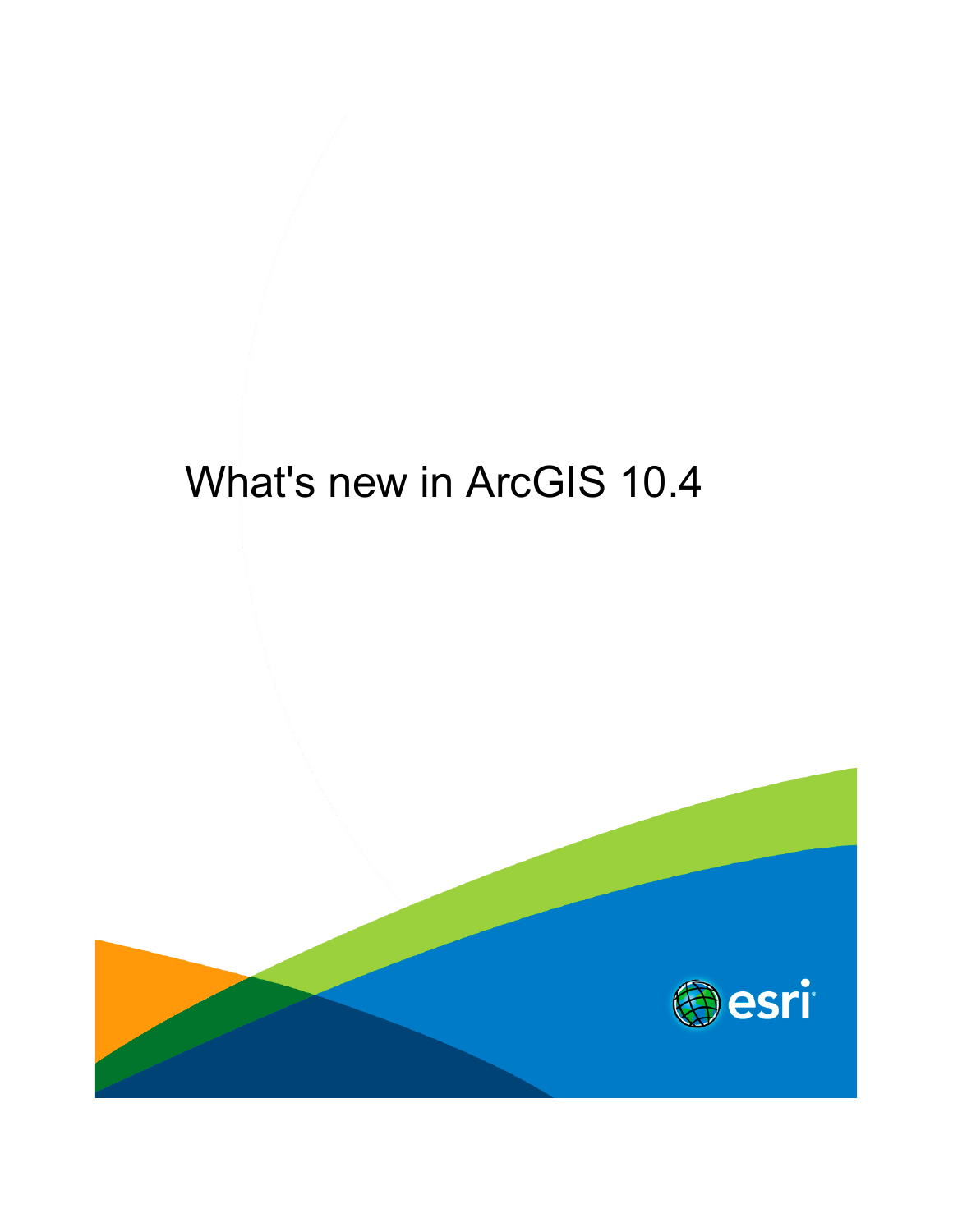# What's new in ArcGIS 10.4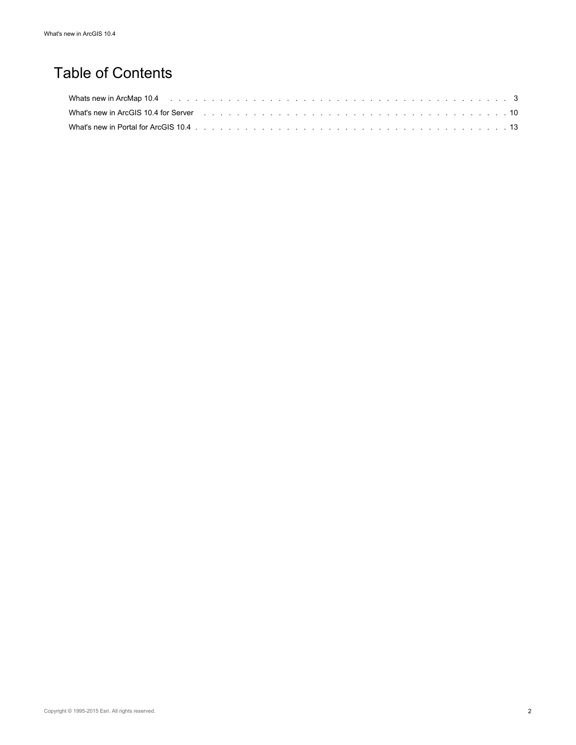# Table of Contents

Whats new in ArcMap 10.4 . . . . . . . . . . . . . . . . . . . . . . . . . . . . . . . . . . . . . . . . . . . 3

What's new in ArcGIS 10.4 for Server . . . . . . . . . . . . . . . . . . . . . . . . . . . . . . . . . . . . . 10

What's new in Portal for ArcGIS 10.4 . . . . . . . . . . . . . . . . . . . . . . . . . . . . . . . . . . . . . 13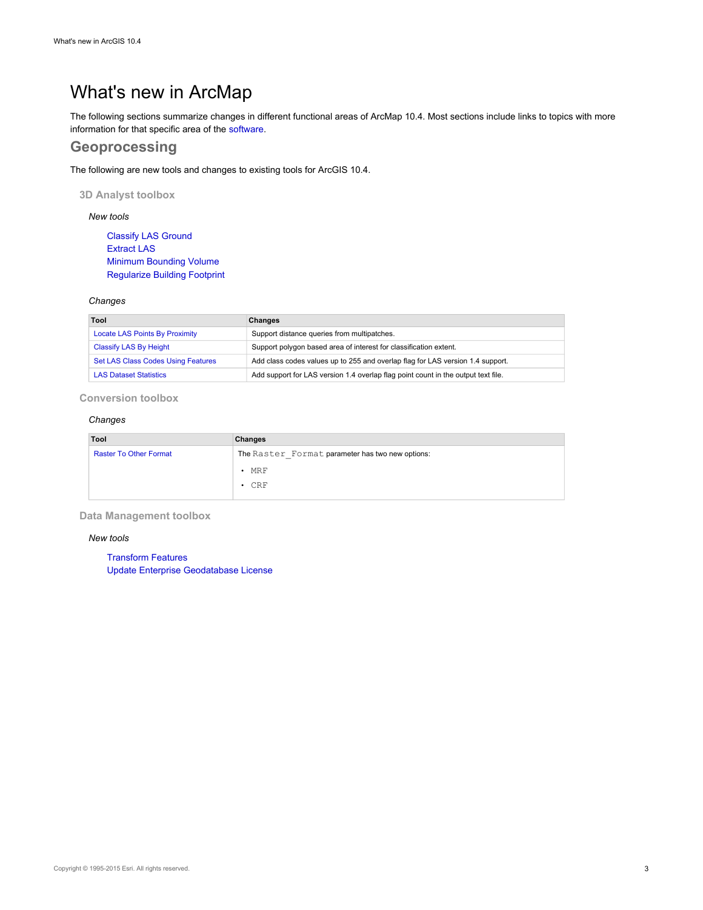# What's new in ArcMap

The following sections summarize changes in different functional areas of ArcMap 10.4. Most sections include links to topics with more information for that specific area of the software.

## Geoprocessing

The following are new tools and changes to existing tools for ArcGIS 10.4.

### 3D Analyst toolbox

*New tools*

- Classify LAS Ground
- Extract LAS
- Minimum Bounding Volume
- Regularize Building Footprint

*Changes*

| Tool | Changes |
| --- | --- |
| Locate LAS Points By Proximity | Support distance queries from multipatches. |
| Classify LAS By Height | Support polygon based area of interest for classification extent. |
| Set LAS Class Codes Using Features | Add class codes values up to 255 and overlap flag for LAS version 1.4 support. |
| LAS Dataset Statistics | Add support for LAS version 1.4 overlap flag point count in the output text file. |

### Conversion toolbox

*Changes*

| Tool | Changes |
| --- | --- |
| Raster To Other Format | The `Raster_Format` parameter has two new options: <br>• `MRF` <br>• `CRF` |

### Data Management toolbox

*New tools*

- Transform Features
- Update Enterprise Geodatabase License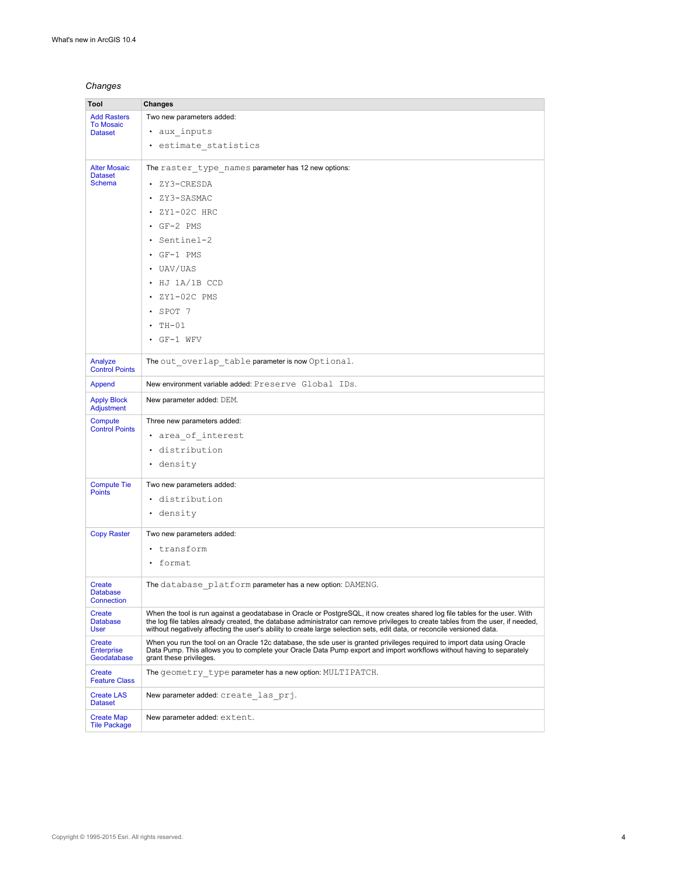*Changes*

| Tool | Changes |
|---|---|
| Add Rasters To Mosaic Dataset | Two new parameters added:<br>• aux_inputs<br>• estimate_statistics |
| Alter Mosaic Dataset Schema | The raster_type_names parameter has 12 new options:<br>• ZY3-CRESDA<br>• ZY3-SASMAC<br>• ZY1-02C HRC<br>• GF-2 PMS<br>• Sentinel-2<br>• GF-1 PMS<br>• UAV/UAS<br>• HJ 1A/1B CCD<br>• ZY1-02C PMS<br>• SPOT 7<br>• TH-01<br>• GF-1 WFV |
| Analyze Control Points | The out_overlap_table parameter is now Optional. |
| Append | New environment variable added: Preserve Global IDs. |
| Apply Block Adjustment | New parameter added: DEM. |
| Compute Control Points | Three new parameters added:<br>• area_of_interest<br>• distribution<br>• density |
| Compute Tie Points | Two new parameters added:<br>• distribution<br>• density |
| Copy Raster | Two new parameters added:<br>• transform<br>• format |
| Create Database Connection | The database_platform parameter has a new option: DAMENG. |
| Create Database User | When the tool is run against a geodatabase in Oracle or PostgreSQL, it now creates shared log file tables for the user. With the log file tables already created, the database administrator can remove privileges to create tables from the user, if needed, without negatively affecting the user's ability to create large selection sets, edit data, or reconcile versioned data. |
| Create Enterprise Geodatabase | When you run the tool on an Oracle 12c database, the sde user is granted privileges required to import data using Oracle Data Pump. This allows you to complete your Oracle Data Pump export and import workflows without having to separately grant these privileges. |
| Create Feature Class | The geometry_type parameter has a new option: MULTIPATCH. |
| Create LAS Dataset | New parameter added: create_las_prj. |
| Create Map Tile Package | New parameter added: extent. |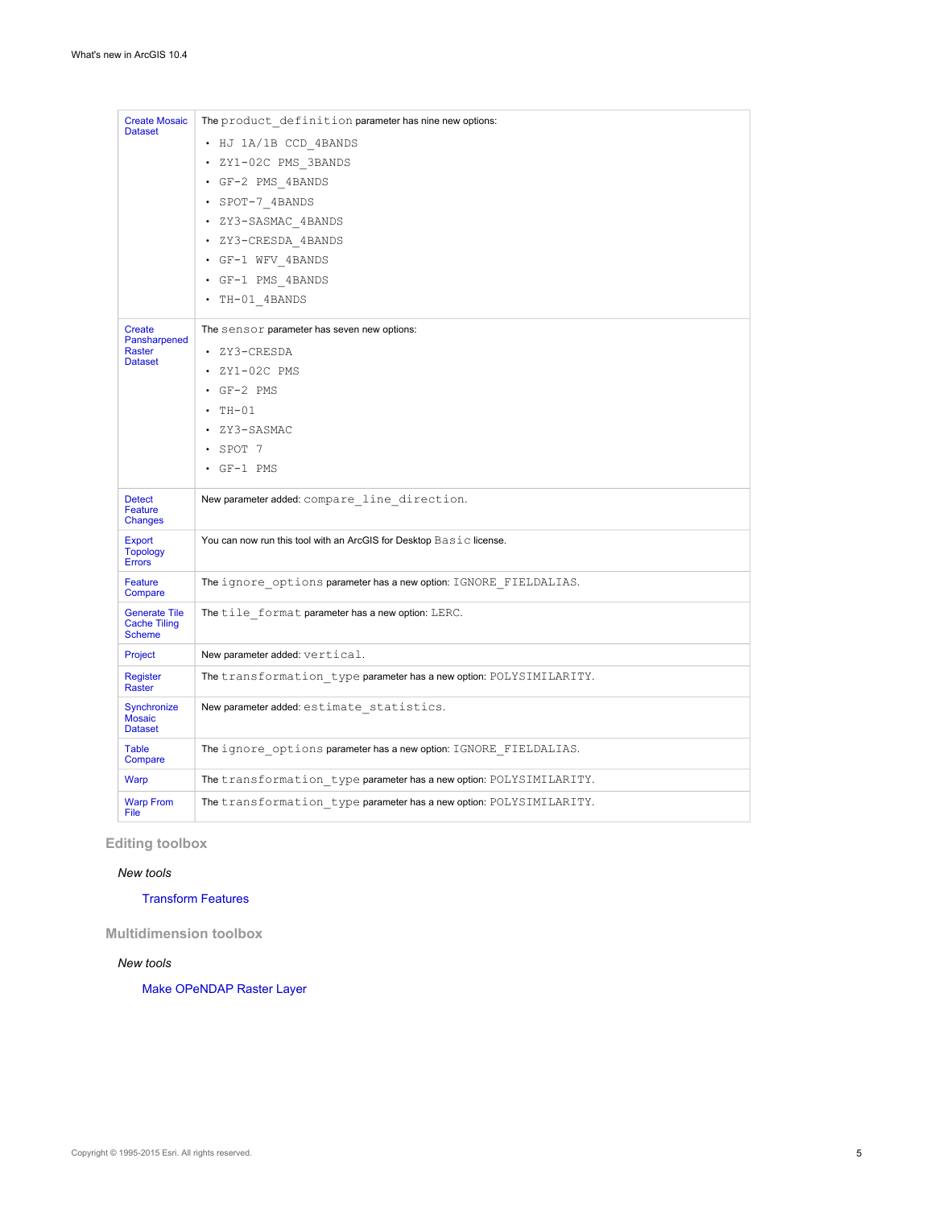| | |
|---|---|
| Create Mosaic Dataset | The `product_definition` parameter has nine new options:<br>• `HJ 1A/1B CCD_4BANDS`<br>• `ZY1-02C PMS_3BANDS`<br>• `GF-2 PMS_4BANDS`<br>• `SPOT-7_4BANDS`<br>• `ZY3-SASMAC_4BANDS`<br>• `ZY3-CRESDA_4BANDS`<br>• `GF-1 WFV_4BANDS`<br>• `GF-1 PMS_4BANDS`<br>• `TH-01_4BANDS` |
| Create Pansharpened Raster Dataset | The `sensor` parameter has seven new options:<br>• `ZY3-CRESDA`<br>• `ZY1-02C PMS`<br>• `GF-2 PMS`<br>• `TH-01`<br>• `ZY3-SASMAC`<br>• `SPOT 7`<br>• `GF-1 PMS` |
| Detect Feature Changes | New parameter added: `compare_line_direction`. |
| Export Topology Errors | You can now run this tool with an ArcGIS for Desktop `Basic` license. |
| Feature Compare | The `ignore_options` parameter has a new option: `IGNORE_FIELDALIAS`. |
| Generate Tile Cache Tiling Scheme | The `tile_format` parameter has a new option: `LERC`. |
| Project | New parameter added: `vertical`. |
| Register Raster | The `transformation_type` parameter has a new option: `POLYSIMILARITY`. |
| Synchronize Mosaic Dataset | New parameter added: `estimate_statistics`. |
| Table Compare | The `ignore_options` parameter has a new option: `IGNORE_FIELDALIAS`. |
| Warp | The `transformation_type` parameter has a new option: `POLYSIMILARITY`. |
| Warp From File | The `transformation_type` parameter has a new option: `POLYSIMILARITY`. |

### Editing toolbox

*New tools*

Transform Features

### Multidimension toolbox

*New tools*

Make OPeNDAP Raster Layer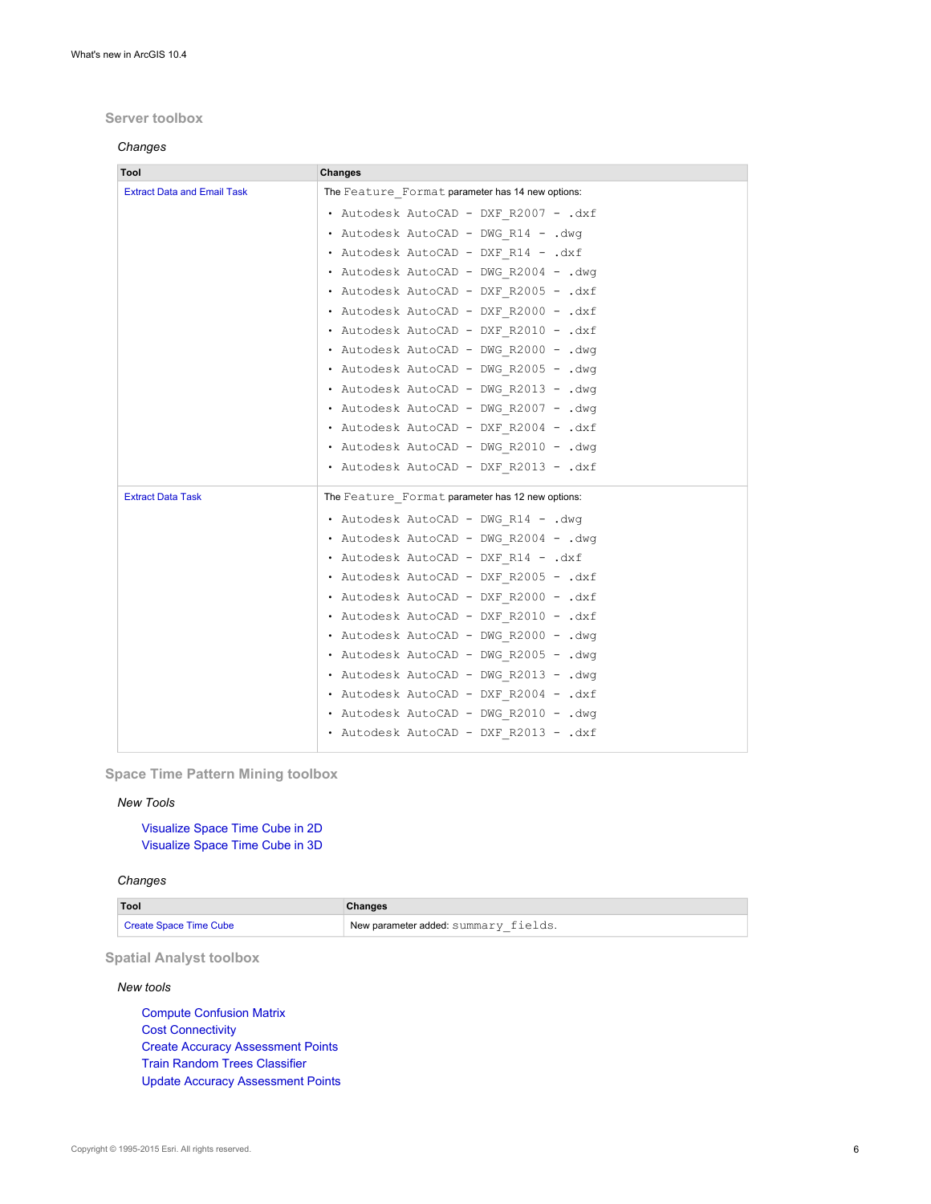## Server toolbox

*Changes*

| Tool | Changes |
| --- | --- |
| Extract Data and Email Task | The `Feature_Format` parameter has 14 new options:<br>• `Autodesk AutoCAD - DXF_R2007 - .dxf`<br>• `Autodesk AutoCAD - DWG_R14 - .dwg`<br>• `Autodesk AutoCAD - DXF_R14 - .dxf`<br>• `Autodesk AutoCAD - DWG_R2004 - .dwg`<br>• `Autodesk AutoCAD - DXF_R2005 - .dxf`<br>• `Autodesk AutoCAD - DXF_R2000 - .dxf`<br>• `Autodesk AutoCAD - DXF_R2010 - .dxf`<br>• `Autodesk AutoCAD - DWG_R2000 - .dwg`<br>• `Autodesk AutoCAD - DWG_R2005 - .dwg`<br>• `Autodesk AutoCAD - DWG_R2013 - .dwg`<br>• `Autodesk AutoCAD - DWG_R2007 - .dwg`<br>• `Autodesk AutoCAD - DXF_R2004 - .dxf`<br>• `Autodesk AutoCAD - DWG_R2010 - .dwg`<br>• `Autodesk AutoCAD - DXF_R2013 - .dxf` |
| Extract Data Task | The `Feature_Format` parameter has 12 new options:<br>• `Autodesk AutoCAD - DWG_R14 - .dwg`<br>• `Autodesk AutoCAD - DWG_R2004 - .dwg`<br>• `Autodesk AutoCAD - DXF_R14 - .dxf`<br>• `Autodesk AutoCAD - DXF_R2005 - .dxf`<br>• `Autodesk AutoCAD - DXF_R2000 - .dxf`<br>• `Autodesk AutoCAD - DXF_R2010 - .dxf`<br>• `Autodesk AutoCAD - DWG_R2000 - .dwg`<br>• `Autodesk AutoCAD - DWG_R2005 - .dwg`<br>• `Autodesk AutoCAD - DWG_R2013 - .dwg`<br>• `Autodesk AutoCAD - DXF_R2004 - .dxf`<br>• `Autodesk AutoCAD - DWG_R2010 - .dwg`<br>• `Autodesk AutoCAD - DXF_R2013 - .dxf` |

## Space Time Pattern Mining toolbox

*New Tools*

Visualize Space Time Cube in 2D
Visualize Space Time Cube in 3D

*Changes*

| Tool | Changes |
| --- | --- |
| Create Space Time Cube | New parameter added: `summary_fields`. |

## Spatial Analyst toolbox

*New tools*

Compute Confusion Matrix
Cost Connectivity
Create Accuracy Assessment Points
Train Random Trees Classifier
Update Accuracy Assessment Points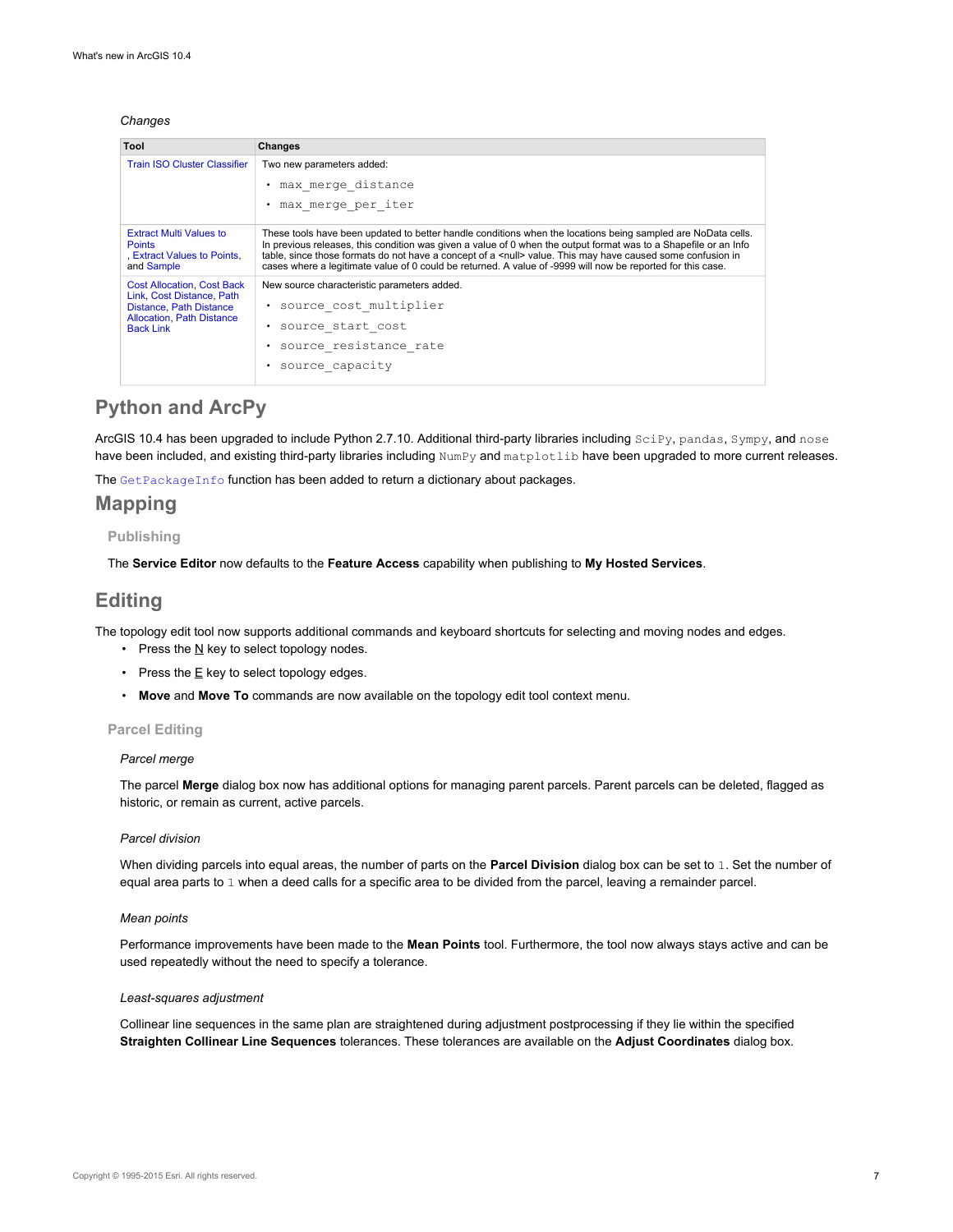*Changes*

| Tool | Changes |
| --- | --- |
| Train ISO Cluster Classifier | Two new parameters added:<br>• `max_merge_distance`<br>• `max_merge_per_iter` |
| Extract Multi Values to Points, Extract Values to Points, and Sample | These tools have been updated to better handle conditions when the locations being sampled are NoData cells. In previous releases, this condition was given a value of 0 when the output format was to a Shapefile or an Info table, since those formats do not have a concept of a <null> value. This may have caused some confusion in cases where a legitimate value of 0 could be returned. A value of -9999 will now be reported for this case. |
| Cost Allocation, Cost Back Link, Cost Distance, Path Distance, Path Distance Allocation, Path Distance Back Link | New source characteristic parameters added.<br>• `source_cost_multiplier`<br>• `source_start_cost`<br>• `source_resistance_rate`<br>• `source_capacity` |

## Python and ArcPy

ArcGIS 10.4 has been upgraded to include Python 2.7.10. Additional third-party libraries including `SciPy`, `pandas`, `Sympy`, and `nose` have been included, and existing third-party libraries including `NumPy` and `matplotlib` have been upgraded to more current releases.

The `GetPackageInfo` function has been added to return a dictionary about packages.

## Mapping

### Publishing

The **Service Editor** now defaults to the **Feature Access** capability when publishing to **My Hosted Services**.

## Editing

The topology edit tool now supports additional commands and keyboard shortcuts for selecting and moving nodes and edges.

- Press the N key to select topology nodes.
- Press the E key to select topology edges.
- **Move** and **Move To** commands are now available on the topology edit tool context menu.

### Parcel Editing

*Parcel merge*

The parcel **Merge** dialog box now has additional options for managing parent parcels. Parent parcels can be deleted, flagged as historic, or remain as current, active parcels.

*Parcel division*

When dividing parcels into equal areas, the number of parts on the **Parcel Division** dialog box can be set to `1`. Set the number of equal area parts to `1` when a deed calls for a specific area to be divided from the parcel, leaving a remainder parcel.

*Mean points*

Performance improvements have been made to the **Mean Points** tool. Furthermore, the tool now always stays active and can be used repeatedly without the need to specify a tolerance.

*Least-squares adjustment*

Collinear line sequences in the same plan are straightened during adjustment postprocessing if they lie within the specified **Straighten Collinear Line Sequences** tolerances. These tolerances are available on the **Adjust Coordinates** dialog box.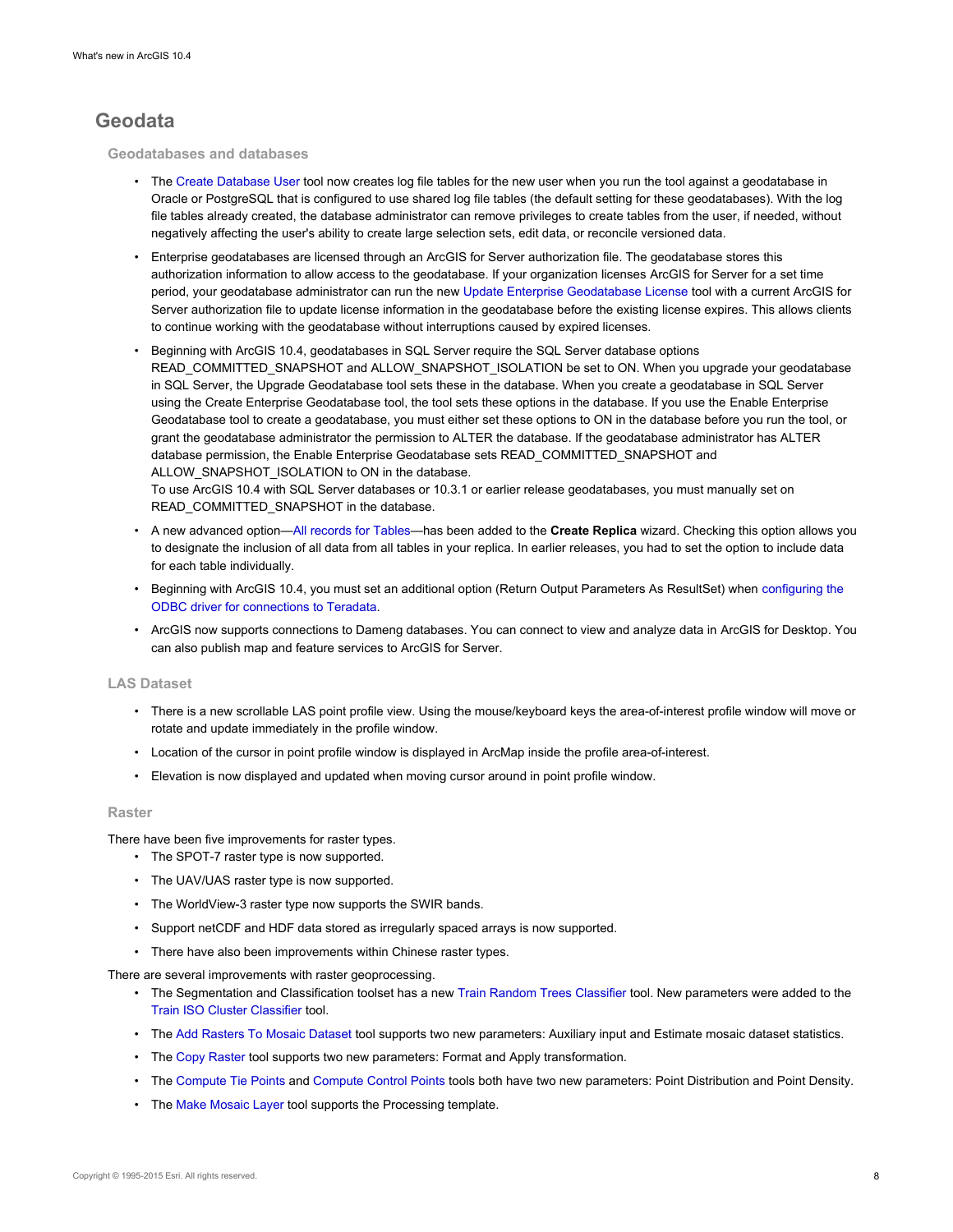# Geodata

## Geodatabases and databases

- The Create Database User tool now creates log file tables for the new user when you run the tool against a geodatabase in Oracle or PostgreSQL that is configured to use shared log file tables (the default setting for these geodatabases). With the log file tables already created, the database administrator can remove privileges to create tables from the user, if needed, without negatively affecting the user's ability to create large selection sets, edit data, or reconcile versioned data.
- Enterprise geodatabases are licensed through an ArcGIS for Server authorization file. The geodatabase stores this authorization information to allow access to the geodatabase. If your organization licenses ArcGIS for Server for a set time period, your geodatabase administrator can run the new Update Enterprise Geodatabase License tool with a current ArcGIS for Server authorization file to update license information in the geodatabase before the existing license expires. This allows clients to continue working with the geodatabase without interruptions caused by expired licenses.
- Beginning with ArcGIS 10.4, geodatabases in SQL Server require the SQL Server database options READ_COMMITTED_SNAPSHOT and ALLOW_SNAPSHOT_ISOLATION be set to ON. When you upgrade your geodatabase in SQL Server, the Upgrade Geodatabase tool sets these in the database. When you create a geodatabase in SQL Server using the Create Enterprise Geodatabase tool, the tool sets these options in the database. If you use the Enable Enterprise Geodatabase tool to create a geodatabase, you must either set these options to ON in the database before you run the tool, or grant the geodatabase administrator the permission to ALTER the database. If the geodatabase administrator has ALTER database permission, the Enable Enterprise Geodatabase sets READ_COMMITTED_SNAPSHOT and ALLOW_SNAPSHOT_ISOLATION to ON in the database.
  To use ArcGIS 10.4 with SQL Server databases or 10.3.1 or earlier release geodatabases, you must manually set on READ_COMMITTED_SNAPSHOT in the database.
- A new advanced option—All records for Tables—has been added to the **Create Replica** wizard. Checking this option allows you to designate the inclusion of all data from all tables in your replica. In earlier releases, you had to set the option to include data for each table individually.
- Beginning with ArcGIS 10.4, you must set an additional option (Return Output Parameters As ResultSet) when configuring the ODBC driver for connections to Teradata.
- ArcGIS now supports connections to Dameng databases. You can connect to view and analyze data in ArcGIS for Desktop. You can also publish map and feature services to ArcGIS for Server.

## LAS Dataset

- There is a new scrollable LAS point profile view. Using the mouse/keyboard keys the area-of-interest profile window will move or rotate and update immediately in the profile window.
- Location of the cursor in point profile window is displayed in ArcMap inside the profile area-of-interest.
- Elevation is now displayed and updated when moving cursor around in point profile window.

## Raster

There have been five improvements for raster types.

- The SPOT-7 raster type is now supported.
- The UAV/UAS raster type is now supported.
- The WorldView-3 raster type now supports the SWIR bands.
- Support netCDF and HDF data stored as irregularly spaced arrays is now supported.
- There have also been improvements within Chinese raster types.

There are several improvements with raster geoprocessing.

- The Segmentation and Classification toolset has a new Train Random Trees Classifier tool. New parameters were added to the Train ISO Cluster Classifier tool.
- The Add Rasters To Mosaic Dataset tool supports two new parameters: Auxiliary input and Estimate mosaic dataset statistics.
- The Copy Raster tool supports two new parameters: Format and Apply transformation.
- The Compute Tie Points and Compute Control Points tools both have two new parameters: Point Distribution and Point Density.
- The Make Mosaic Layer tool supports the Processing template.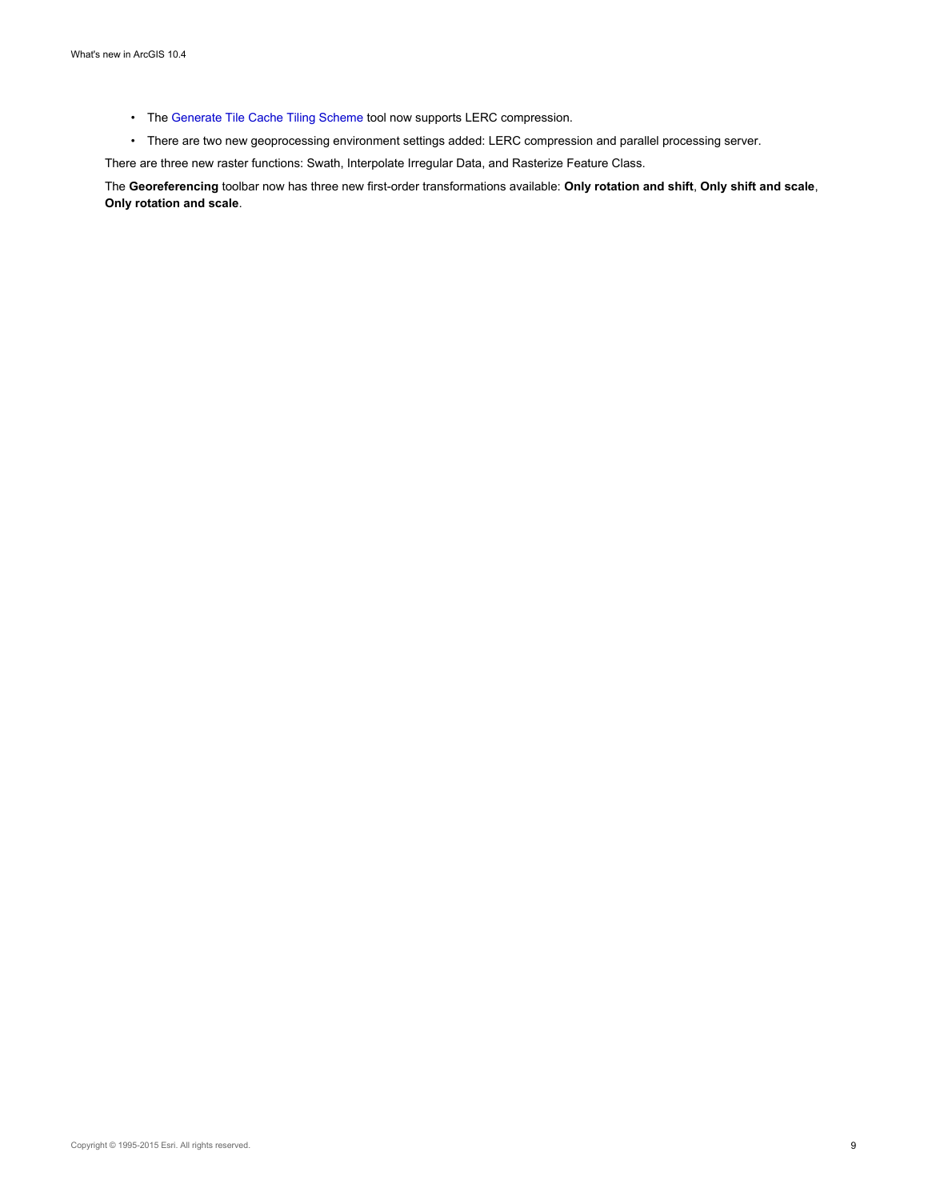- The Generate Tile Cache Tiling Scheme tool now supports LERC compression.
- There are two new geoprocessing environment settings added: LERC compression and parallel processing server.

There are three new raster functions: Swath, Interpolate Irregular Data, and Rasterize Feature Class.

The **Georeferencing** toolbar now has three new first-order transformations available: **Only rotation and shift**, **Only shift and scale**, **Only rotation and scale**.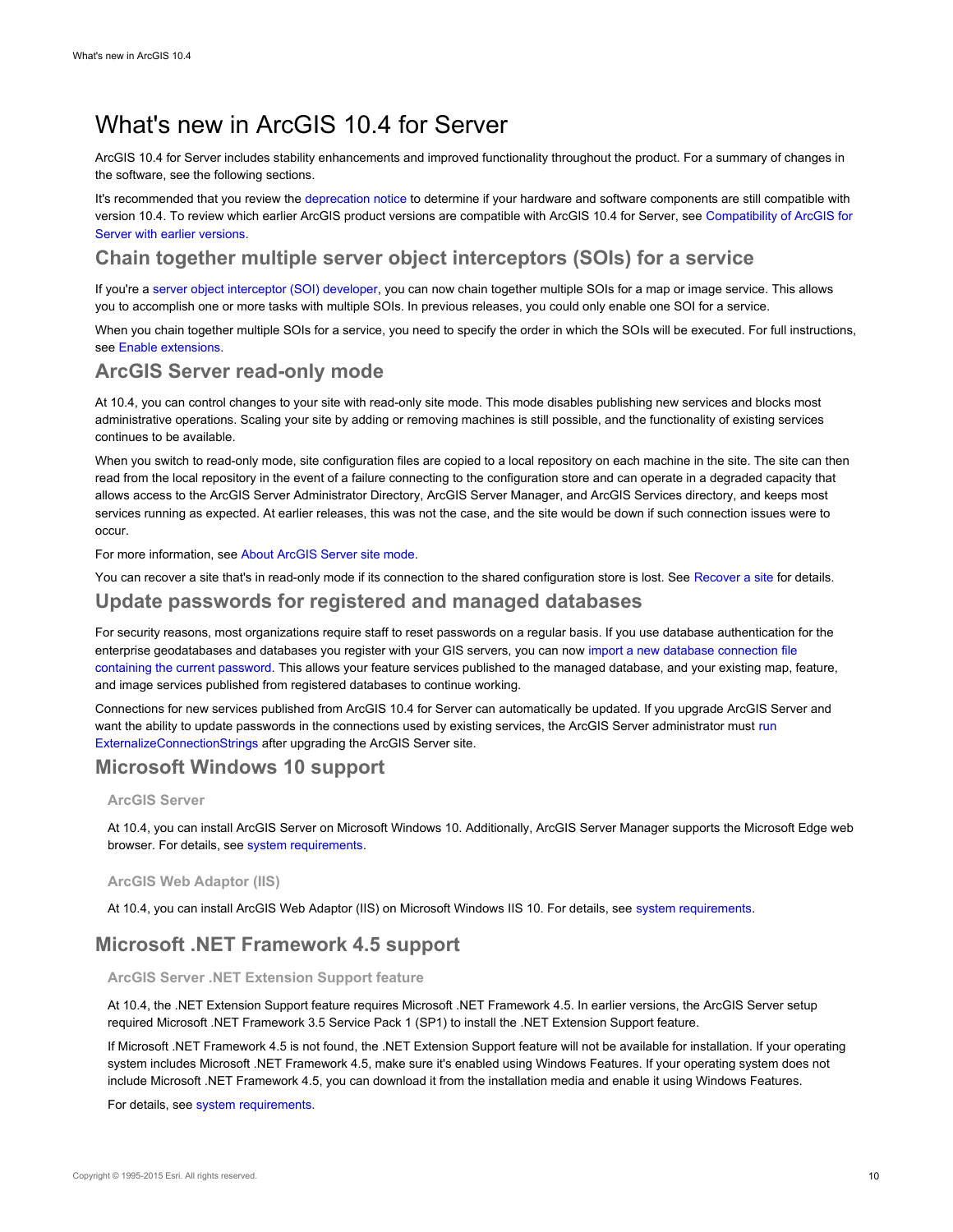# What's new in ArcGIS 10.4 for Server

ArcGIS 10.4 for Server includes stability enhancements and improved functionality throughout the product. For a summary of changes in the software, see the following sections.

It's recommended that you review the deprecation notice to determine if your hardware and software components are still compatible with version 10.4. To review which earlier ArcGIS product versions are compatible with ArcGIS 10.4 for Server, see Compatibility of ArcGIS for Server with earlier versions.

## Chain together multiple server object interceptors (SOIs) for a service

If you're a server object interceptor (SOI) developer, you can now chain together multiple SOIs for a map or image service. This allows you to accomplish one or more tasks with multiple SOIs. In previous releases, you could only enable one SOI for a service.

When you chain together multiple SOIs for a service, you need to specify the order in which the SOIs will be executed. For full instructions, see Enable extensions.

## ArcGIS Server read-only mode

At 10.4, you can control changes to your site with read-only site mode. This mode disables publishing new services and blocks most administrative operations. Scaling your site by adding or removing machines is still possible, and the functionality of existing services continues to be available.

When you switch to read-only mode, site configuration files are copied to a local repository on each machine in the site. The site can then read from the local repository in the event of a failure connecting to the configuration store and can operate in a degraded capacity that allows access to the ArcGIS Server Administrator Directory, ArcGIS Server Manager, and ArcGIS Services directory, and keeps most services running as expected. At earlier releases, this was not the case, and the site would be down if such connection issues were to occur.

For more information, see About ArcGIS Server site mode.

You can recover a site that's in read-only mode if its connection to the shared configuration store is lost. See Recover a site for details.

## Update passwords for registered and managed databases

For security reasons, most organizations require staff to reset passwords on a regular basis. If you use database authentication for the enterprise geodatabases and databases you register with your GIS servers, you can now import a new database connection file containing the current password. This allows your feature services published to the managed database, and your existing map, feature, and image services published from registered databases to continue working.

Connections for new services published from ArcGIS 10.4 for Server can automatically be updated. If you upgrade ArcGIS Server and want the ability to update passwords in the connections used by existing services, the ArcGIS Server administrator must run ExternalizeConnectionStrings after upgrading the ArcGIS Server site.

## Microsoft Windows 10 support

### ArcGIS Server

At 10.4, you can install ArcGIS Server on Microsoft Windows 10. Additionally, ArcGIS Server Manager supports the Microsoft Edge web browser. For details, see system requirements.

### ArcGIS Web Adaptor (IIS)

At 10.4, you can install ArcGIS Web Adaptor (IIS) on Microsoft Windows IIS 10. For details, see system requirements.

## Microsoft .NET Framework 4.5 support

### ArcGIS Server .NET Extension Support feature

At 10.4, the .NET Extension Support feature requires Microsoft .NET Framework 4.5. In earlier versions, the ArcGIS Server setup required Microsoft .NET Framework 3.5 Service Pack 1 (SP1) to install the .NET Extension Support feature.

If Microsoft .NET Framework 4.5 is not found, the .NET Extension Support feature will not be available for installation. If your operating system includes Microsoft .NET Framework 4.5, make sure it's enabled using Windows Features. If your operating system does not include Microsoft .NET Framework 4.5, you can download it from the installation media and enable it using Windows Features.

For details, see system requirements.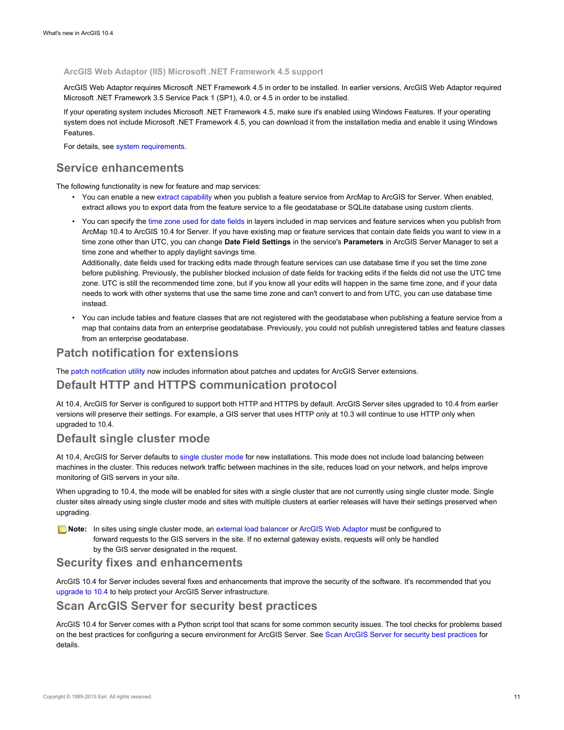### ArcGIS Web Adaptor (IIS) Microsoft .NET Framework 4.5 support

ArcGIS Web Adaptor requires Microsoft .NET Framework 4.5 in order to be installed. In earlier versions, ArcGIS Web Adaptor required Microsoft .NET Framework 3.5 Service Pack 1 (SP1), 4.0, or 4.5 in order to be installed.

If your operating system includes Microsoft .NET Framework 4.5, make sure it's enabled using Windows Features. If your operating system does not include Microsoft .NET Framework 4.5, you can download it from the installation media and enable it using Windows Features.

For details, see system requirements.

## Service enhancements

The following functionality is new for feature and map services:

- You can enable a new extract capability when you publish a feature service from ArcMap to ArcGIS for Server. When enabled, extract allows you to export data from the feature service to a file geodatabase or SQLite database using custom clients.
- You can specify the time zone used for date fields in layers included in map services and feature services when you publish from ArcMap 10.4 to ArcGIS 10.4 for Server. If you have existing map or feature services that contain date fields you want to view in a time zone other than UTC, you can change **Date Field Settings** in the service's **Parameters** in ArcGIS Server Manager to set a time zone and whether to apply daylight savings time.
  Additionally, date fields used for tracking edits made through feature services can use database time if you set the time zone before publishing. Previously, the publisher blocked inclusion of date fields for tracking edits if the fields did not use the UTC time zone. UTC is still the recommended time zone, but if you know all your edits will happen in the same time zone, and if your data needs to work with other systems that use the same time zone and can't convert to and from UTC, you can use database time instead.
- You can include tables and feature classes that are not registered with the geodatabase when publishing a feature service from a map that contains data from an enterprise geodatabase. Previously, you could not publish unregistered tables and feature classes from an enterprise geodatabase.

## Patch notification for extensions

The patch notification utility now includes information about patches and updates for ArcGIS Server extensions.

## Default HTTP and HTTPS communication protocol

At 10.4, ArcGIS for Server is configured to support both HTTP and HTTPS by default. ArcGIS Server sites upgraded to 10.4 from earlier versions will preserve their settings. For example, a GIS server that uses HTTP only at 10.3 will continue to use HTTP only when upgraded to 10.4.

## Default single cluster mode

At 10.4, ArcGIS for Server defaults to single cluster mode for new installations. This mode does not include load balancing between machines in the cluster. This reduces network traffic between machines in the site, reduces load on your network, and helps improve monitoring of GIS servers in your site.

When upgrading to 10.4, the mode will be enabled for sites with a single cluster that are not currently using single cluster mode. Single cluster sites already using single cluster mode and sites with multiple clusters at earlier releases will have their settings preserved when upgrading.

**Note:** In sites using single cluster mode, an external load balancer or ArcGIS Web Adaptor must be configured to forward requests to the GIS servers in the site. If no external gateway exists, requests will only be handled by the GIS server designated in the request.

## Security fixes and enhancements

ArcGIS 10.4 for Server includes several fixes and enhancements that improve the security of the software. It's recommended that you upgrade to 10.4 to help protect your ArcGIS Server infrastructure.

## Scan ArcGIS Server for security best practices

ArcGIS 10.4 for Server comes with a Python script tool that scans for some common security issues. The tool checks for problems based on the best practices for configuring a secure environment for ArcGIS Server. See Scan ArcGIS Server for security best practices for details.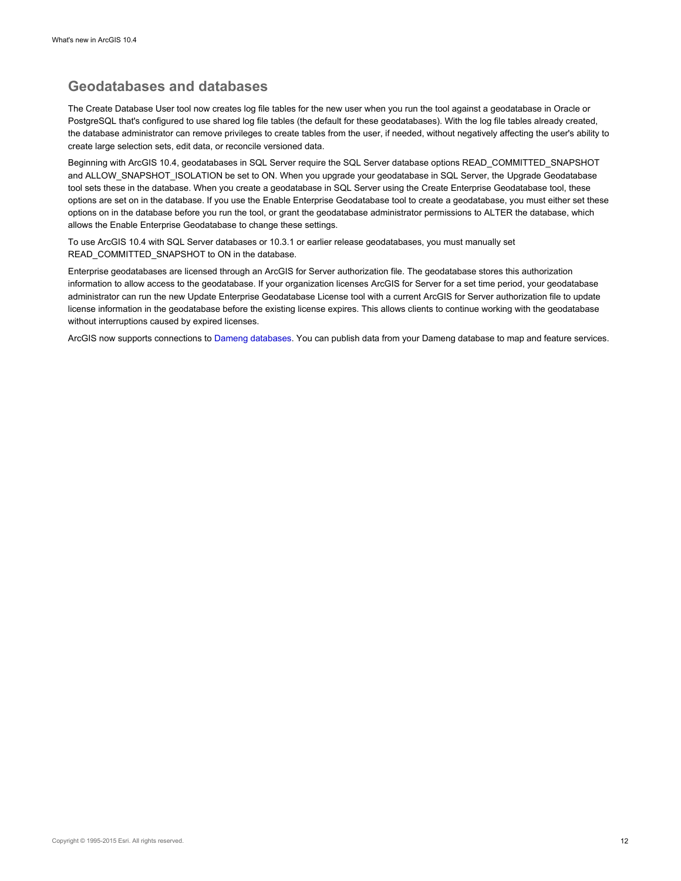## Geodatabases and databases

The Create Database User tool now creates log file tables for the new user when you run the tool against a geodatabase in Oracle or PostgreSQL that's configured to use shared log file tables (the default for these geodatabases). With the log file tables already created, the database administrator can remove privileges to create tables from the user, if needed, without negatively affecting the user's ability to create large selection sets, edit data, or reconcile versioned data.

Beginning with ArcGIS 10.4, geodatabases in SQL Server require the SQL Server database options READ_COMMITTED_SNAPSHOT and ALLOW_SNAPSHOT_ISOLATION be set to ON. When you upgrade your geodatabase in SQL Server, the Upgrade Geodatabase tool sets these in the database. When you create a geodatabase in SQL Server using the Create Enterprise Geodatabase tool, these options are set on in the database. If you use the Enable Enterprise Geodatabase tool to create a geodatabase, you must either set these options on in the database before you run the tool, or grant the geodatabase administrator permissions to ALTER the database, which allows the Enable Enterprise Geodatabase to change these settings.

To use ArcGIS 10.4 with SQL Server databases or 10.3.1 or earlier release geodatabases, you must manually set READ_COMMITTED_SNAPSHOT to ON in the database.

Enterprise geodatabases are licensed through an ArcGIS for Server authorization file. The geodatabase stores this authorization information to allow access to the geodatabase. If your organization licenses ArcGIS for Server for a set time period, your geodatabase administrator can run the new Update Enterprise Geodatabase License tool with a current ArcGIS for Server authorization file to update license information in the geodatabase before the existing license expires. This allows clients to continue working with the geodatabase without interruptions caused by expired licenses.

ArcGIS now supports connections to Dameng databases. You can publish data from your Dameng database to map and feature services.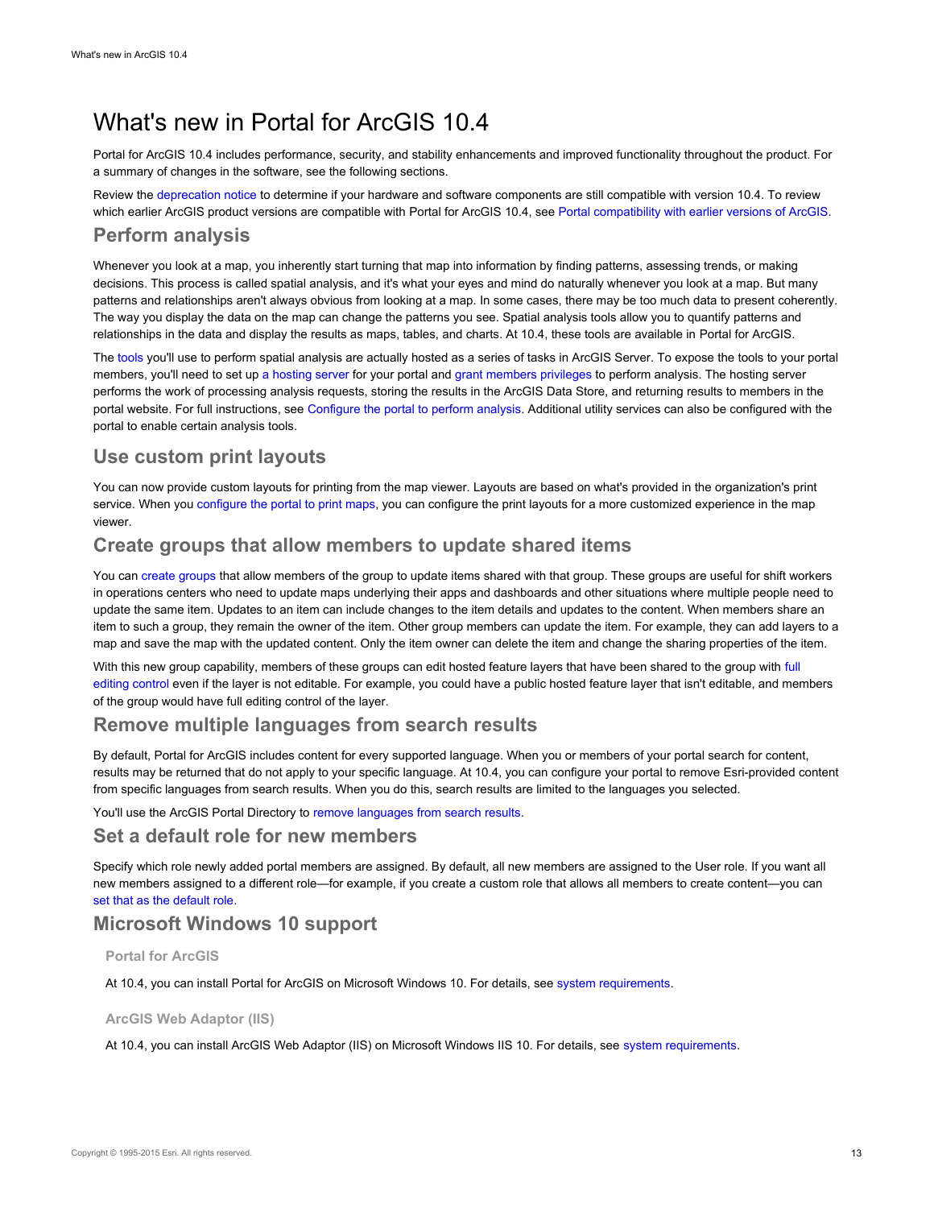# What's new in Portal for ArcGIS 10.4

Portal for ArcGIS 10.4 includes performance, security, and stability enhancements and improved functionality throughout the product. For a summary of changes in the software, see the following sections.

Review the deprecation notice to determine if your hardware and software components are still compatible with version 10.4. To review which earlier ArcGIS product versions are compatible with Portal for ArcGIS 10.4, see Portal compatibility with earlier versions of ArcGIS.

## Perform analysis

Whenever you look at a map, you inherently start turning that map into information by finding patterns, assessing trends, or making decisions. This process is called spatial analysis, and it's what your eyes and mind do naturally whenever you look at a map. But many patterns and relationships aren't always obvious from looking at a map. In some cases, there may be too much data to present coherently. The way you display the data on the map can change the patterns you see. Spatial analysis tools allow you to quantify patterns and relationships in the data and display the results as maps, tables, and charts. At 10.4, these tools are available in Portal for ArcGIS.

The tools you'll use to perform spatial analysis are actually hosted as a series of tasks in ArcGIS Server. To expose the tools to your portal members, you'll need to set up a hosting server for your portal and grant members privileges to perform analysis. The hosting server performs the work of processing analysis requests, storing the results in the ArcGIS Data Store, and returning results to members in the portal website. For full instructions, see Configure the portal to perform analysis. Additional utility services can also be configured with the portal to enable certain analysis tools.

## Use custom print layouts

You can now provide custom layouts for printing from the map viewer. Layouts are based on what's provided in the organization's print service. When you configure the portal to print maps, you can configure the print layouts for a more customized experience in the map viewer.

## Create groups that allow members to update shared items

You can create groups that allow members of the group to update items shared with that group. These groups are useful for shift workers in operations centers who need to update maps underlying their apps and dashboards and other situations where multiple people need to update the same item. Updates to an item can include changes to the item details and updates to the content. When members share an item to such a group, they remain the owner of the item. Other group members can update the item. For example, they can add layers to a map and save the map with the updated content. Only the item owner can delete the item and change the sharing properties of the item.

With this new group capability, members of these groups can edit hosted feature layers that have been shared to the group with full editing control even if the layer is not editable. For example, you could have a public hosted feature layer that isn't editable, and members of the group would have full editing control of the layer.

## Remove multiple languages from search results

By default, Portal for ArcGIS includes content for every supported language. When you or members of your portal search for content, results may be returned that do not apply to your specific language. At 10.4, you can configure your portal to remove Esri-provided content from specific languages from search results. When you do this, search results are limited to the languages you selected.

You'll use the ArcGIS Portal Directory to remove languages from search results.

## Set a default role for new members

Specify which role newly added portal members are assigned. By default, all new members are assigned to the User role. If you want all new members assigned to a different role—for example, if you create a custom role that allows all members to create content—you can set that as the default role.

## Microsoft Windows 10 support

### Portal for ArcGIS

At 10.4, you can install Portal for ArcGIS on Microsoft Windows 10. For details, see system requirements.

### ArcGIS Web Adaptor (IIS)

At 10.4, you can install ArcGIS Web Adaptor (IIS) on Microsoft Windows IIS 10. For details, see system requirements.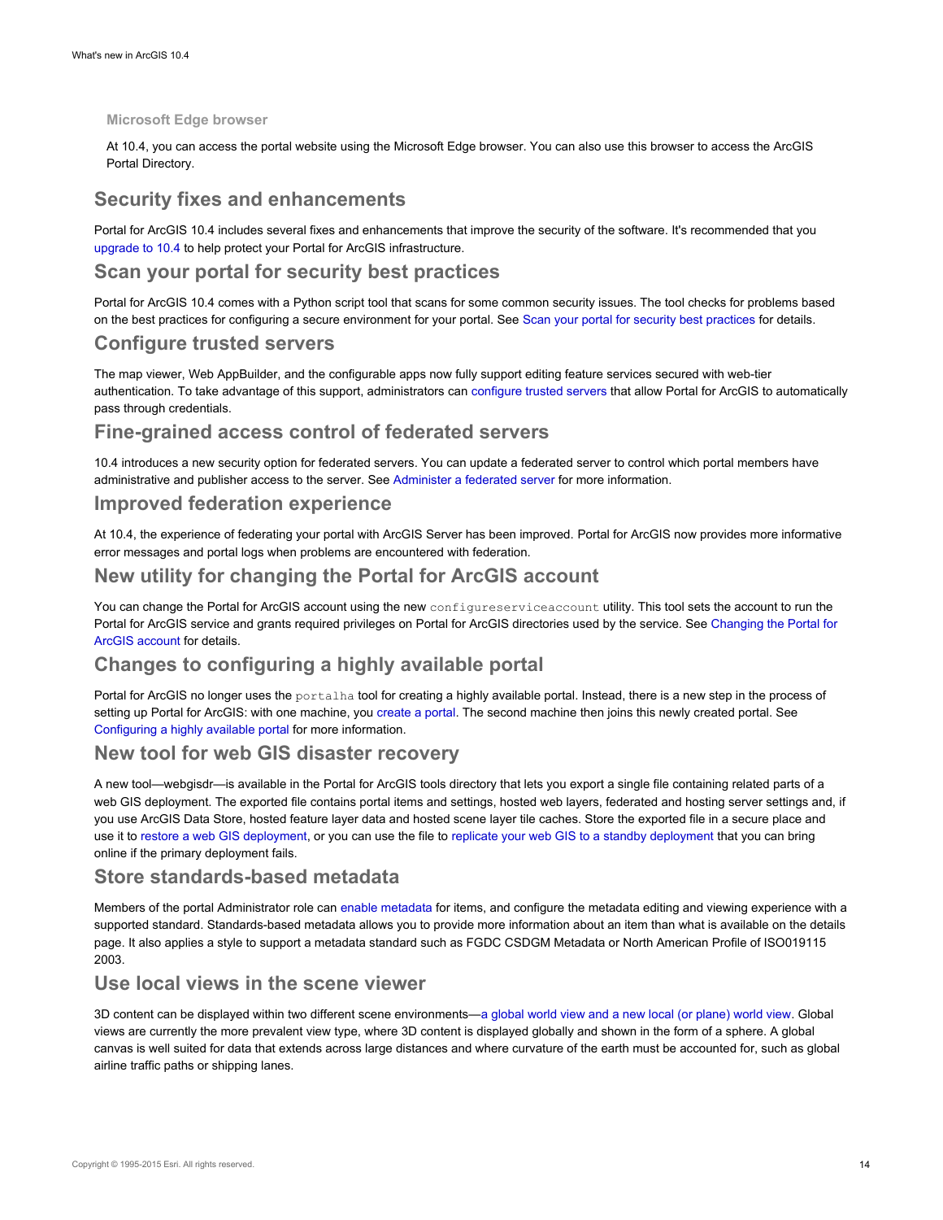### Microsoft Edge browser

At 10.4, you can access the portal website using the Microsoft Edge browser. You can also use this browser to access the ArcGIS Portal Directory.

## Security fixes and enhancements

Portal for ArcGIS 10.4 includes several fixes and enhancements that improve the security of the software. It's recommended that you upgrade to 10.4 to help protect your Portal for ArcGIS infrastructure.

## Scan your portal for security best practices

Portal for ArcGIS 10.4 comes with a Python script tool that scans for some common security issues. The tool checks for problems based on the best practices for configuring a secure environment for your portal. See Scan your portal for security best practices for details.

## Configure trusted servers

The map viewer, Web AppBuilder, and the configurable apps now fully support editing feature services secured with web-tier authentication. To take advantage of this support, administrators can configure trusted servers that allow Portal for ArcGIS to automatically pass through credentials.

## Fine-grained access control of federated servers

10.4 introduces a new security option for federated servers. You can update a federated server to control which portal members have administrative and publisher access to the server. See Administer a federated server for more information.

## Improved federation experience

At 10.4, the experience of federating your portal with ArcGIS Server has been improved. Portal for ArcGIS now provides more informative error messages and portal logs when problems are encountered with federation.

## New utility for changing the Portal for ArcGIS account

You can change the Portal for ArcGIS account using the new `configureserviceaccount` utility. This tool sets the account to run the Portal for ArcGIS service and grants required privileges on Portal for ArcGIS directories used by the service. See Changing the Portal for ArcGIS account for details.

## Changes to configuring a highly available portal

Portal for ArcGIS no longer uses the `portalha` tool for creating a highly available portal. Instead, there is a new step in the process of setting up Portal for ArcGIS: with one machine, you create a portal. The second machine then joins this newly created portal. See Configuring a highly available portal for more information.

## New tool for web GIS disaster recovery

A new tool—webgisdr—is available in the Portal for ArcGIS tools directory that lets you export a single file containing related parts of a web GIS deployment. The exported file contains portal items and settings, hosted web layers, federated and hosting server settings and, if you use ArcGIS Data Store, hosted feature layer data and hosted scene layer tile caches. Store the exported file in a secure place and use it to restore a web GIS deployment, or you can use the file to replicate your web GIS to a standby deployment that you can bring online if the primary deployment fails.

## Store standards-based metadata

Members of the portal Administrator role can enable metadata for items, and configure the metadata editing and viewing experience with a supported standard. Standards-based metadata allows you to provide more information about an item than what is available on the details page. It also applies a style to support a metadata standard such as FGDC CSDGM Metadata or North American Profile of ISO019115 2003.

## Use local views in the scene viewer

3D content can be displayed within two different scene environments—a global world view and a new local (or plane) world view. Global views are currently the more prevalent view type, where 3D content is displayed globally and shown in the form of a sphere. A global canvas is well suited for data that extends across large distances and where curvature of the earth must be accounted for, such as global airline traffic paths or shipping lanes.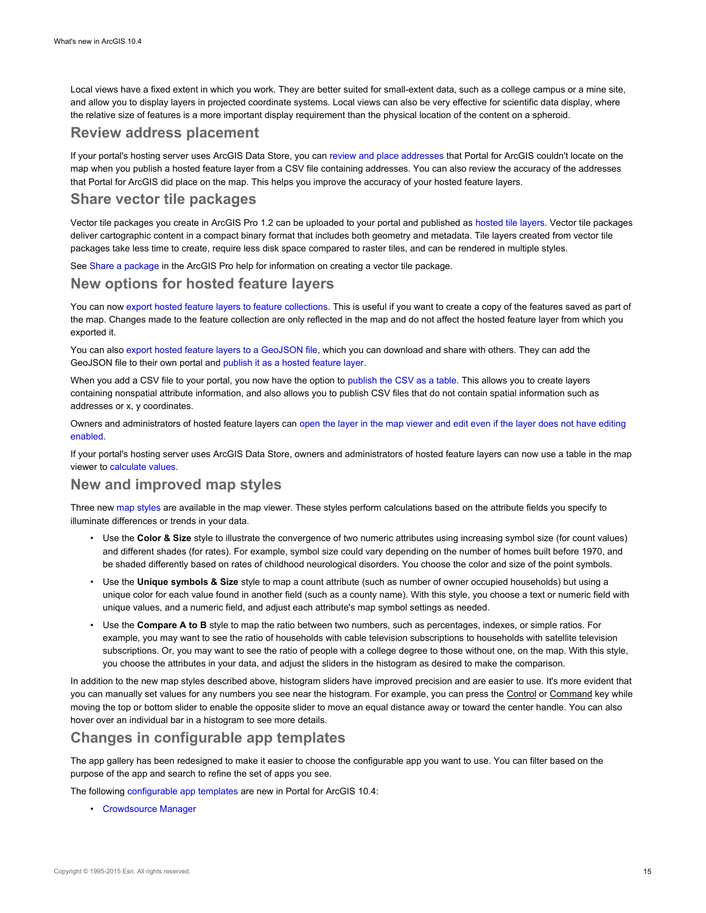Local views have a fixed extent in which you work. They are better suited for small-extent data, such as a college campus or a mine site, and allow you to display layers in projected coordinate systems. Local views can also be very effective for scientific data display, where the relative size of features is a more important display requirement than the physical location of the content on a spheroid.

## Review address placement

If your portal's hosting server uses ArcGIS Data Store, you can review and place addresses that Portal for ArcGIS couldn't locate on the map when you publish a hosted feature layer from a CSV file containing addresses. You can also review the accuracy of the addresses that Portal for ArcGIS did place on the map. This helps you improve the accuracy of your hosted feature layers.

## Share vector tile packages

Vector tile packages you create in ArcGIS Pro 1.2 can be uploaded to your portal and published as hosted tile layers. Vector tile packages deliver cartographic content in a compact binary format that includes both geometry and metadata. Tile layers created from vector tile packages take less time to create, require less disk space compared to raster tiles, and can be rendered in multiple styles.

See Share a package in the ArcGIS Pro help for information on creating a vector tile package.

## New options for hosted feature layers

You can now export hosted feature layers to feature collections. This is useful if you want to create a copy of the features saved as part of the map. Changes made to the feature collection are only reflected in the map and do not affect the hosted feature layer from which you exported it.

You can also export hosted feature layers to a GeoJSON file, which you can download and share with others. They can add the GeoJSON file to their own portal and publish it as a hosted feature layer.

When you add a CSV file to your portal, you now have the option to publish the CSV as a table. This allows you to create layers containing nonspatial attribute information, and also allows you to publish CSV files that do not contain spatial information such as addresses or x, y coordinates.

Owners and administrators of hosted feature layers can open the layer in the map viewer and edit even if the layer does not have editing enabled.

If your portal's hosting server uses ArcGIS Data Store, owners and administrators of hosted feature layers can now use a table in the map viewer to calculate values.

## New and improved map styles

Three new map styles are available in the map viewer. These styles perform calculations based on the attribute fields you specify to illuminate differences or trends in your data.

- Use the **Color & Size** style to illustrate the convergence of two numeric attributes using increasing symbol size (for count values) and different shades (for rates). For example, symbol size could vary depending on the number of homes built before 1970, and be shaded differently based on rates of childhood neurological disorders. You choose the color and size of the point symbols.
- Use the **Unique symbols & Size** style to map a count attribute (such as number of owner occupied households) but using a unique color for each value found in another field (such as a county name). With this style, you choose a text or numeric field with unique values, and a numeric field, and adjust each attribute's map symbol settings as needed.
- Use the **Compare A to B** style to map the ratio between two numbers, such as percentages, indexes, or simple ratios. For example, you may want to see the ratio of households with cable television subscriptions to households with satellite television subscriptions. Or, you may want to see the ratio of people with a college degree to those without one, on the map. With this style, you choose the attributes in your data, and adjust the sliders in the histogram as desired to make the comparison.

In addition to the new map styles described above, histogram sliders have improved precision and are easier to use. It's more evident that you can manually set values for any numbers you see near the histogram. For example, you can press the Control or Command key while moving the top or bottom slider to enable the opposite slider to move an equal distance away or toward the center handle. You can also hover over an individual bar in a histogram to see more details.

## Changes in configurable app templates

The app gallery has been redesigned to make it easier to choose the configurable app you want to use. You can filter based on the purpose of the app and search to refine the set of apps you see.

The following configurable app templates are new in Portal for ArcGIS 10.4:

- Crowdsource Manager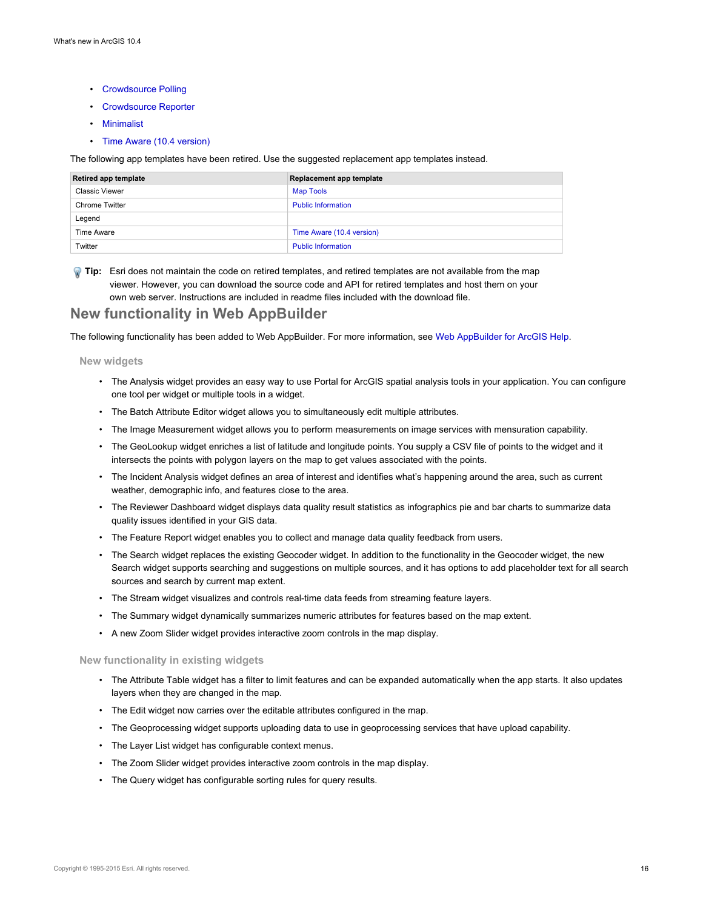- Crowdsource Polling
- Crowdsource Reporter
- Minimalist
- Time Aware (10.4 version)

The following app templates have been retired. Use the suggested replacement app templates instead.

| Retired app template | Replacement app template |
|---|---|
| Classic Viewer | Map Tools |
| Chrome Twitter | Public Information |
| Legend | |
| Time Aware | Time Aware (10.4 version) |
| Twitter | Public Information |

**Tip:** Esri does not maintain the code on retired templates, and retired templates are not available from the map viewer. However, you can download the source code and API for retired templates and host them on your own web server. Instructions are included in readme files included with the download file.

## New functionality in Web AppBuilder

The following functionality has been added to Web AppBuilder. For more information, see Web AppBuilder for ArcGIS Help.

### New widgets

- The Analysis widget provides an easy way to use Portal for ArcGIS spatial analysis tools in your application. You can configure one tool per widget or multiple tools in a widget.
- The Batch Attribute Editor widget allows you to simultaneously edit multiple attributes.
- The Image Measurement widget allows you to perform measurements on image services with mensuration capability.
- The GeoLookup widget enriches a list of latitude and longitude points. You supply a CSV file of points to the widget and it intersects the points with polygon layers on the map to get values associated with the points.
- The Incident Analysis widget defines an area of interest and identifies what's happening around the area, such as current weather, demographic info, and features close to the area.
- The Reviewer Dashboard widget displays data quality result statistics as infographics pie and bar charts to summarize data quality issues identified in your GIS data.
- The Feature Report widget enables you to collect and manage data quality feedback from users.
- The Search widget replaces the existing Geocoder widget. In addition to the functionality in the Geocoder widget, the new Search widget supports searching and suggestions on multiple sources, and it has options to add placeholder text for all search sources and search by current map extent.
- The Stream widget visualizes and controls real-time data feeds from streaming feature layers.
- The Summary widget dynamically summarizes numeric attributes for features based on the map extent.
- A new Zoom Slider widget provides interactive zoom controls in the map display.

### New functionality in existing widgets

- The Attribute Table widget has a filter to limit features and can be expanded automatically when the app starts. It also updates layers when they are changed in the map.
- The Edit widget now carries over the editable attributes configured in the map.
- The Geoprocessing widget supports uploading data to use in geoprocessing services that have upload capability.
- The Layer List widget has configurable context menus.
- The Zoom Slider widget provides interactive zoom controls in the map display.
- The Query widget has configurable sorting rules for query results.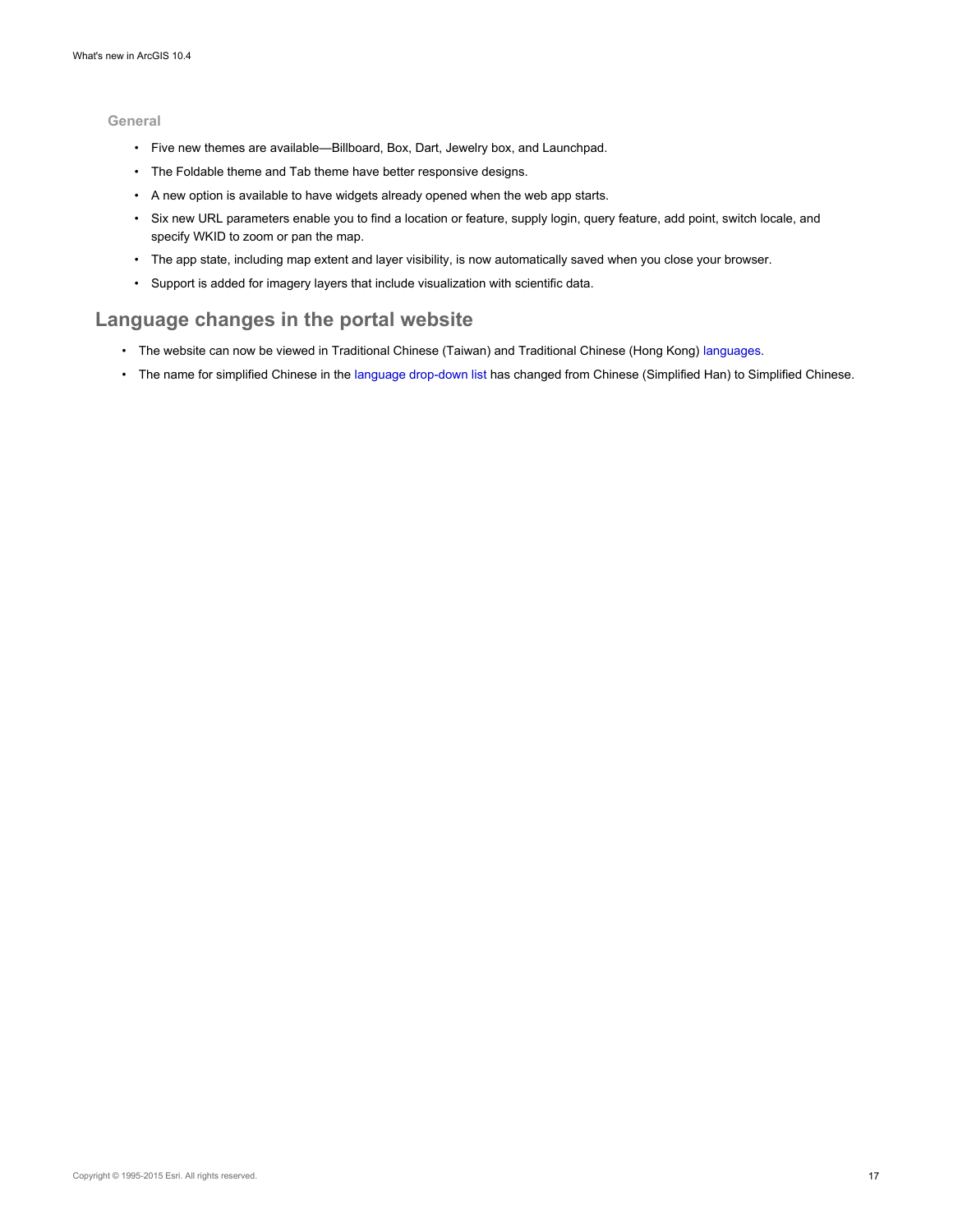#### General

- Five new themes are available—Billboard, Box, Dart, Jewelry box, and Launchpad.
- The Foldable theme and Tab theme have better responsive designs.
- A new option is available to have widgets already opened when the web app starts.
- Six new URL parameters enable you to find a location or feature, supply login, query feature, add point, switch locale, and specify WKID to zoom or pan the map.
- The app state, including map extent and layer visibility, is now automatically saved when you close your browser.
- Support is added for imagery layers that include visualization with scientific data.

## Language changes in the portal website

- The website can now be viewed in Traditional Chinese (Taiwan) and Traditional Chinese (Hong Kong) languages.
- The name for simplified Chinese in the language drop-down list has changed from Chinese (Simplified Han) to Simplified Chinese.